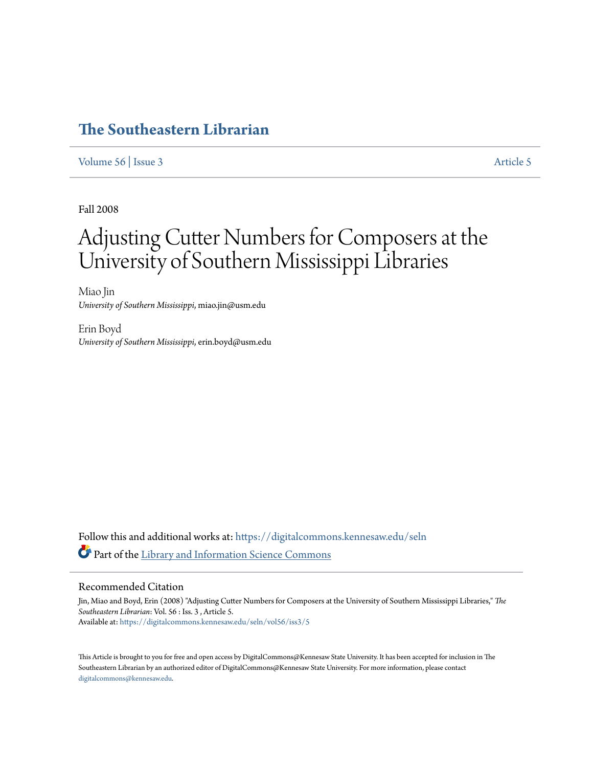# The Southeastern Librarian

Volume 56 | Issue 3 Article 5

Fall 2008

# Adjusting Cutter Numbers for Composers at the University of Southern Mississippi Libraries

Miao Jin
*University of Southern Mississippi*, miao.jin@usm.edu

Erin Boyd
*University of Southern Mississippi*, erin.boyd@usm.edu

Follow this and additional works at: https://digitalcommons.kennesaw.edu/seln

Part of the Library and Information Science Commons

## Recommended Citation

Jin, Miao and Boyd, Erin (2008) "Adjusting Cutter Numbers for Composers at the University of Southern Mississippi Libraries," *The Southeastern Librarian*: Vol. 56 : Iss. 3 , Article 5.
Available at: https://digitalcommons.kennesaw.edu/seln/vol56/iss3/5

This Article is brought to you for free and open access by DigitalCommons@Kennesaw State University. It has been accepted for inclusion in The Southeastern Librarian by an authorized editor of DigitalCommons@Kennesaw State University. For more information, please contact digitalcommons@kennesaw.edu.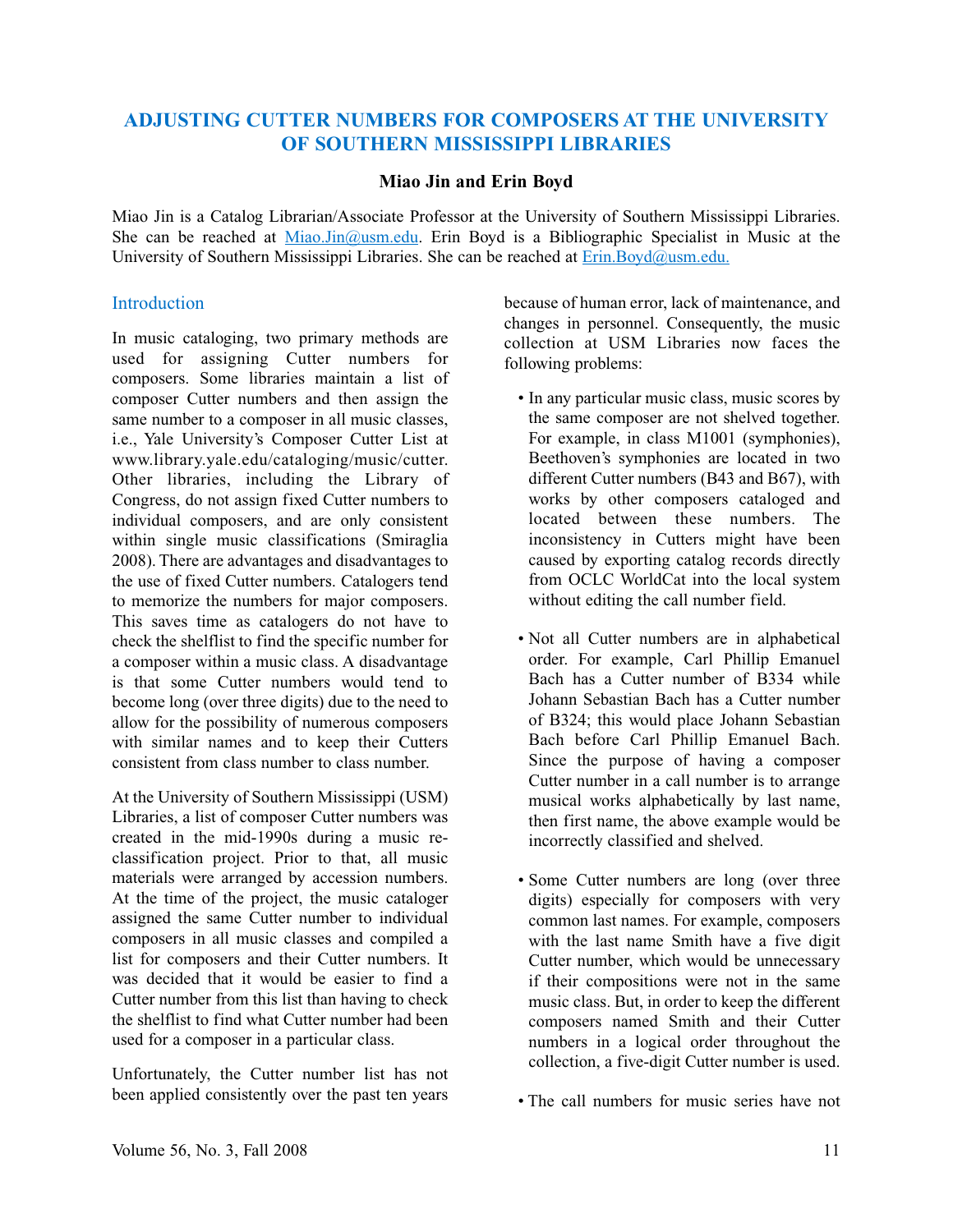# ADJUSTING CUTTER NUMBERS FOR COMPOSERS AT THE UNIVERSITY OF SOUTHERN MISSISSIPPI LIBRARIES

**Miao Jin and Erin Boyd**

Miao Jin is a Catalog Librarian/Associate Professor at the University of Southern Mississippi Libraries. She can be reached at Miao.Jin@usm.edu. Erin Boyd is a Bibliographic Specialist in Music at the University of Southern Mississippi Libraries. She can be reached at Erin.Boyd@usm.edu.

## Introduction

In music cataloging, two primary methods are used for assigning Cutter numbers for composers. Some libraries maintain a list of composer Cutter numbers and then assign the same number to a composer in all music classes, i.e., Yale University's Composer Cutter List at www.library.yale.edu/cataloging/music/cutter. Other libraries, including the Library of Congress, do not assign fixed Cutter numbers to individual composers, and are only consistent within single music classifications (Smiraglia 2008). There are advantages and disadvantages to the use of fixed Cutter numbers. Catalogers tend to memorize the numbers for major composers. This saves time as catalogers do not have to check the shelflist to find the specific number for a composer within a music class. A disadvantage is that some Cutter numbers would tend to become long (over three digits) due to the need to allow for the possibility of numerous composers with similar names and to keep their Cutters consistent from class number to class number.

At the University of Southern Mississippi (USM) Libraries, a list of composer Cutter numbers was created in the mid-1990s during a music re-classification project. Prior to that, all music materials were arranged by accession numbers. At the time of the project, the music cataloger assigned the same Cutter number to individual composers in all music classes and compiled a list for composers and their Cutter numbers. It was decided that it would be easier to find a Cutter number from this list than having to check the shelflist to find what Cutter number had been used for a composer in a particular class.

Unfortunately, the Cutter number list has not been applied consistently over the past ten years because of human error, lack of maintenance, and changes in personnel. Consequently, the music collection at USM Libraries now faces the following problems:

- In any particular music class, music scores by the same composer are not shelved together. For example, in class M1001 (symphonies), Beethoven's symphonies are located in two different Cutter numbers (B43 and B67), with works by other composers cataloged and located between these numbers. The inconsistency in Cutters might have been caused by exporting catalog records directly from OCLC WorldCat into the local system without editing the call number field.

- Not all Cutter numbers are in alphabetical order. For example, Carl Phillip Emanuel Bach has a Cutter number of B334 while Johann Sebastian Bach has a Cutter number of B324; this would place Johann Sebastian Bach before Carl Phillip Emanuel Bach. Since the purpose of having a composer Cutter number in a call number is to arrange musical works alphabetically by last name, then first name, the above example would be incorrectly classified and shelved.

- Some Cutter numbers are long (over three digits) especially for composers with very common last names. For example, composers with the last name Smith have a five digit Cutter number, which would be unnecessary if their compositions were not in the same music class. But, in order to keep the different composers named Smith and their Cutter numbers in a logical order throughout the collection, a five-digit Cutter number is used.

- The call numbers for music series have not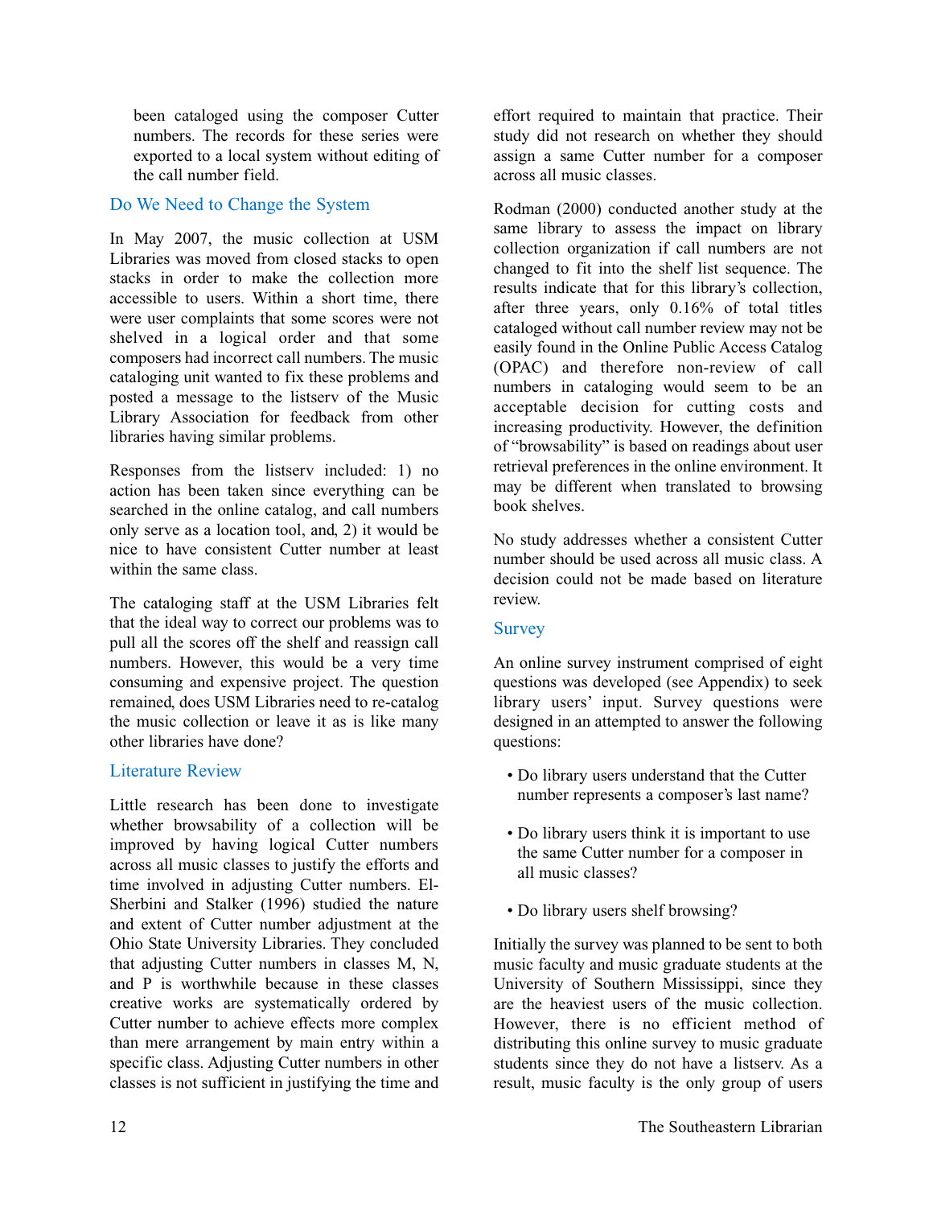been cataloged using the composer Cutter numbers. The records for these series were exported to a local system without editing of the call number field.

## Do We Need to Change the System

In May 2007, the music collection at USM Libraries was moved from closed stacks to open stacks in order to make the collection more accessible to users. Within a short time, there were user complaints that some scores were not shelved in a logical order and that some composers had incorrect call numbers. The music cataloging unit wanted to fix these problems and posted a message to the listserv of the Music Library Association for feedback from other libraries having similar problems.

Responses from the listserv included: 1) no action has been taken since everything can be searched in the online catalog, and call numbers only serve as a location tool, and, 2) it would be nice to have consistent Cutter number at least within the same class.

The cataloging staff at the USM Libraries felt that the ideal way to correct our problems was to pull all the scores off the shelf and reassign call numbers. However, this would be a very time consuming and expensive project. The question remained, does USM Libraries need to re-catalog the music collection or leave it as is like many other libraries have done?

## Literature Review

Little research has been done to investigate whether browsability of a collection will be improved by having logical Cutter numbers across all music classes to justify the efforts and time involved in adjusting Cutter numbers. El-Sherbini and Stalker (1996) studied the nature and extent of Cutter number adjustment at the Ohio State University Libraries. They concluded that adjusting Cutter numbers in classes M, N, and P is worthwhile because in these classes creative works are systematically ordered by Cutter number to achieve effects more complex than mere arrangement by main entry within a specific class. Adjusting Cutter numbers in other classes is not sufficient in justifying the time and effort required to maintain that practice. Their study did not research on whether they should assign a same Cutter number for a composer across all music classes.

Rodman (2000) conducted another study at the same library to assess the impact on library collection organization if call numbers are not changed to fit into the shelf list sequence. The results indicate that for this library's collection, after three years, only 0.16% of total titles cataloged without call number review may not be easily found in the Online Public Access Catalog (OPAC) and therefore non-review of call numbers in cataloging would seem to be an acceptable decision for cutting costs and increasing productivity. However, the definition of "browsability" is based on readings about user retrieval preferences in the online environment. It may be different when translated to browsing book shelves.

No study addresses whether a consistent Cutter number should be used across all music class. A decision could not be made based on literature review.

## Survey

An online survey instrument comprised of eight questions was developed (see Appendix) to seek library users' input. Survey questions were designed in an attempted to answer the following questions:

- Do library users understand that the Cutter number represents a composer's last name?
- Do library users think it is important to use the same Cutter number for a composer in all music classes?
- Do library users shelf browsing?

Initially the survey was planned to be sent to both music faculty and music graduate students at the University of Southern Mississippi, since they are the heaviest users of the music collection. However, there is no efficient method of distributing this online survey to music graduate students since they do not have a listserv. As a result, music faculty is the only group of users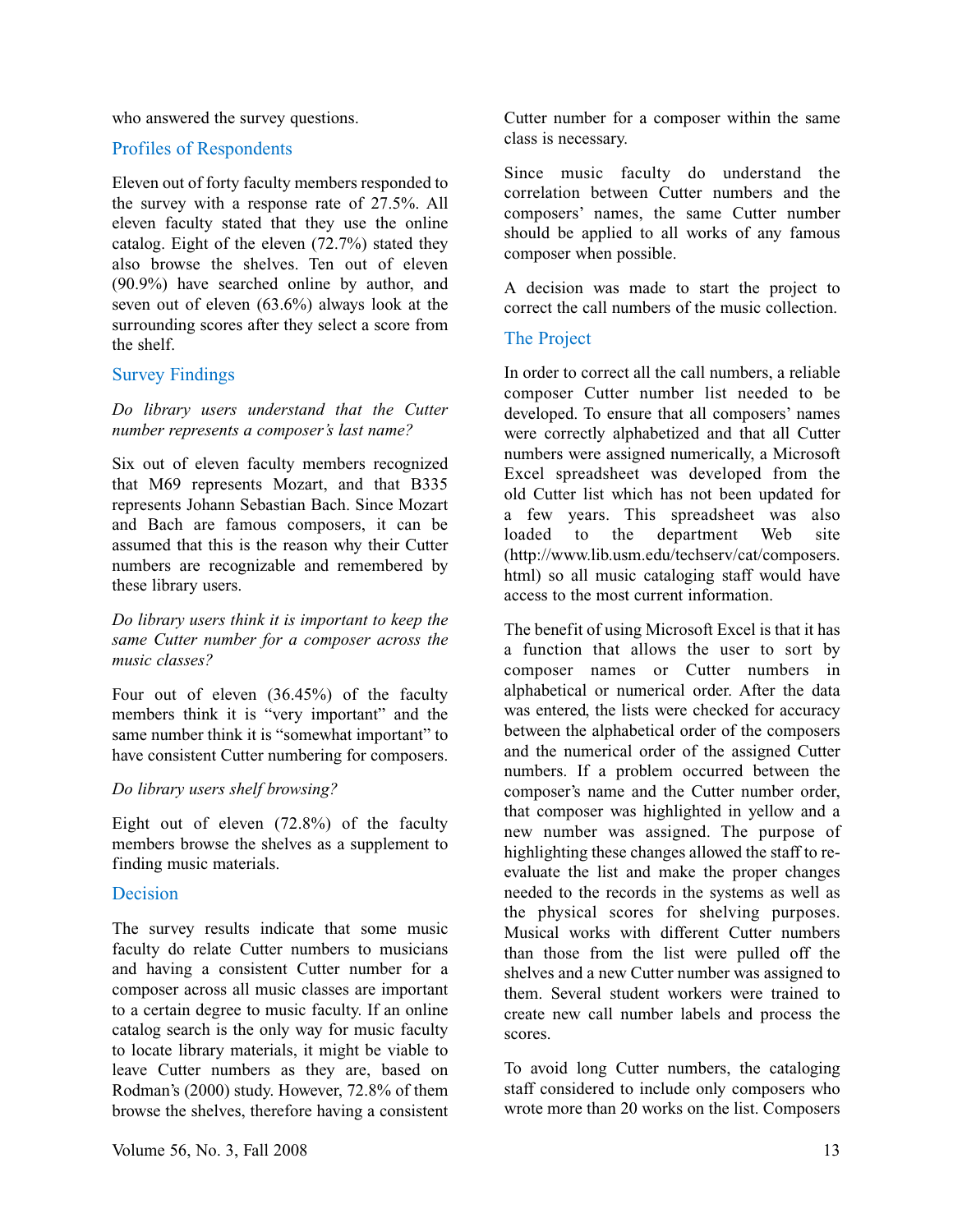who answered the survey questions.

## Profiles of Respondents

Eleven out of forty faculty members responded to the survey with a response rate of 27.5%. All eleven faculty stated that they use the online catalog. Eight of the eleven (72.7%) stated they also browse the shelves. Ten out of eleven (90.9%) have searched online by author, and seven out of eleven (63.6%) always look at the surrounding scores after they select a score from the shelf.

## Survey Findings

*Do library users understand that the Cutter number represents a composer's last name?*

Six out of eleven faculty members recognized that M69 represents Mozart, and that B335 represents Johann Sebastian Bach. Since Mozart and Bach are famous composers, it can be assumed that this is the reason why their Cutter numbers are recognizable and remembered by these library users.

*Do library users think it is important to keep the same Cutter number for a composer across the music classes?*

Four out of eleven (36.45%) of the faculty members think it is "very important" and the same number think it is "somewhat important" to have consistent Cutter numbering for composers.

*Do library users shelf browsing?*

Eight out of eleven (72.8%) of the faculty members browse the shelves as a supplement to finding music materials.

## Decision

The survey results indicate that some music faculty do relate Cutter numbers to musicians and having a consistent Cutter number for a composer across all music classes are important to a certain degree to music faculty. If an online catalog search is the only way for music faculty to locate library materials, it might be viable to leave Cutter numbers as they are, based on Rodman's (2000) study. However, 72.8% of them browse the shelves, therefore having a consistent Cutter number for a composer within the same class is necessary.

Since music faculty do understand the correlation between Cutter numbers and the composers' names, the same Cutter number should be applied to all works of any famous composer when possible.

A decision was made to start the project to correct the call numbers of the music collection.

## The Project

In order to correct all the call numbers, a reliable composer Cutter number list needed to be developed. To ensure that all composers' names were correctly alphabetized and that all Cutter numbers were assigned numerically, a Microsoft Excel spreadsheet was developed from the old Cutter list which has not been updated for a few years. This spreadsheet was also loaded to the department Web site (http://www.lib.usm.edu/techserv/cat/composers.html) so all music cataloging staff would have access to the most current information.

The benefit of using Microsoft Excel is that it has a function that allows the user to sort by composer names or Cutter numbers in alphabetical or numerical order. After the data was entered, the lists were checked for accuracy between the alphabetical order of the composers and the numerical order of the assigned Cutter numbers. If a problem occurred between the composer's name and the Cutter number order, that composer was highlighted in yellow and a new number was assigned. The purpose of highlighting these changes allowed the staff to re-evaluate the list and make the proper changes needed to the records in the systems as well as the physical scores for shelving purposes. Musical works with different Cutter numbers than those from the list were pulled off the shelves and a new Cutter number was assigned to them. Several student workers were trained to create new call number labels and process the scores.

To avoid long Cutter numbers, the cataloging staff considered to include only composers who wrote more than 20 works on the list. Composers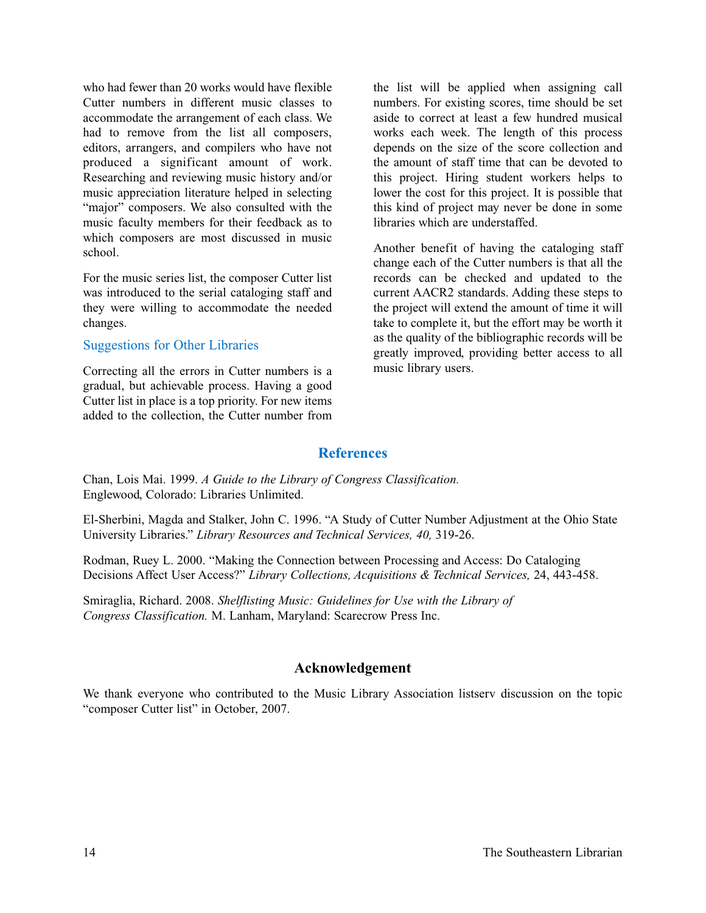who had fewer than 20 works would have flexible Cutter numbers in different music classes to accommodate the arrangement of each class. We had to remove from the list all composers, editors, arrangers, and compilers who have not produced a significant amount of work. Researching and reviewing music history and/or music appreciation literature helped in selecting "major" composers. We also consulted with the music faculty members for their feedback as to which composers are most discussed in music school.

For the music series list, the composer Cutter list was introduced to the serial cataloging staff and they were willing to accommodate the needed changes.

### Suggestions for Other Libraries

Correcting all the errors in Cutter numbers is a gradual, but achievable process. Having a good Cutter list in place is a top priority. For new items added to the collection, the Cutter number from the list will be applied when assigning call numbers. For existing scores, time should be set aside to correct at least a few hundred musical works each week. The length of this process depends on the size of the score collection and the amount of staff time that can be devoted to this project. Hiring student workers helps to lower the cost for this project. It is possible that this kind of project may never be done in some libraries which are understaffed.

Another benefit of having the cataloging staff change each of the Cutter numbers is that all the records can be checked and updated to the current AACR2 standards. Adding these steps to the project will extend the amount of time it will take to complete it, but the effort may be worth it as the quality of the bibliographic records will be greatly improved, providing better access to all music library users.

## References

Chan, Lois Mai. 1999. *A Guide to the Library of Congress Classification.* Englewood, Colorado: Libraries Unlimited.

El-Sherbini, Magda and Stalker, John C. 1996. "A Study of Cutter Number Adjustment at the Ohio State University Libraries." *Library Resources and Technical Services, 40,* 319-26.

Rodman, Ruey L. 2000. "Making the Connection between Processing and Access: Do Cataloging Decisions Affect User Access?" *Library Collections, Acquisitions & Technical Services,* 24, 443-458.

Smiraglia, Richard. 2008. *Shelflisting Music: Guidelines for Use with the Library of Congress Classification.* M. Lanham, Maryland: Scarecrow Press Inc.

## Acknowledgement

We thank everyone who contributed to the Music Library Association listserv discussion on the topic "composer Cutter list" in October, 2007.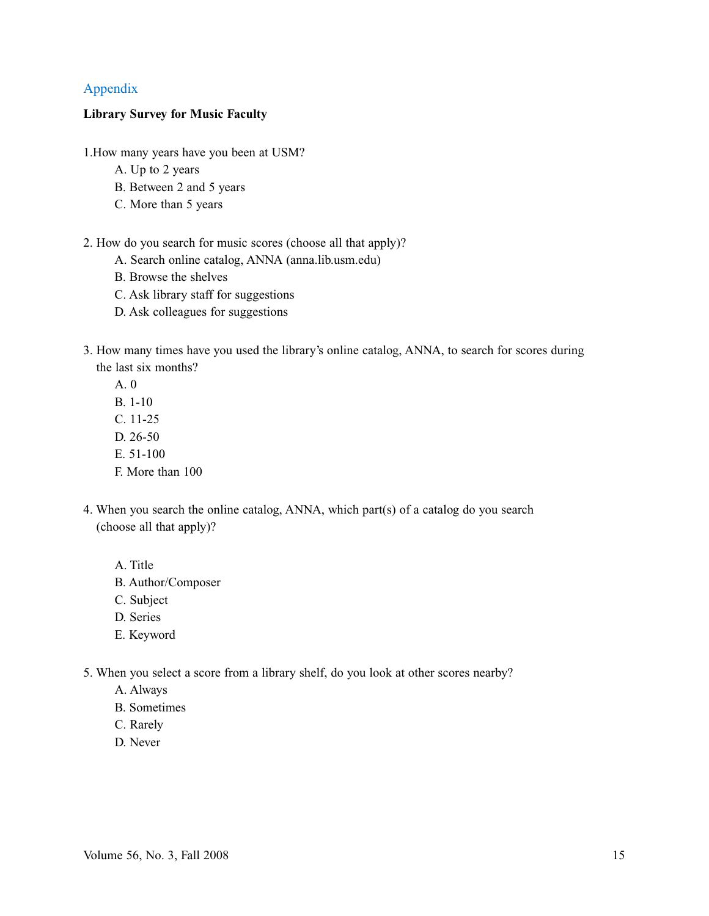## Appendix

**Library Survey for Music Faculty**

1.How many years have you been at USM?

A. Up to 2 years
B. Between 2 and 5 years
C. More than 5 years

2. How do you search for music scores (choose all that apply)?

A. Search online catalog, ANNA (anna.lib.usm.edu)
B. Browse the shelves
C. Ask library staff for suggestions
D. Ask colleagues for suggestions

3. How many times have you used the library's online catalog, ANNA, to search for scores during the last six months?

A. 0
B. 1-10
C. 11-25
D. 26-50
E. 51-100
F. More than 100

4. When you search the online catalog, ANNA, which part(s) of a catalog do you search (choose all that apply)?

A. Title
B. Author/Composer
C. Subject
D. Series
E. Keyword

5. When you select a score from a library shelf, do you look at other scores nearby?

A. Always
B. Sometimes
C. Rarely
D. Never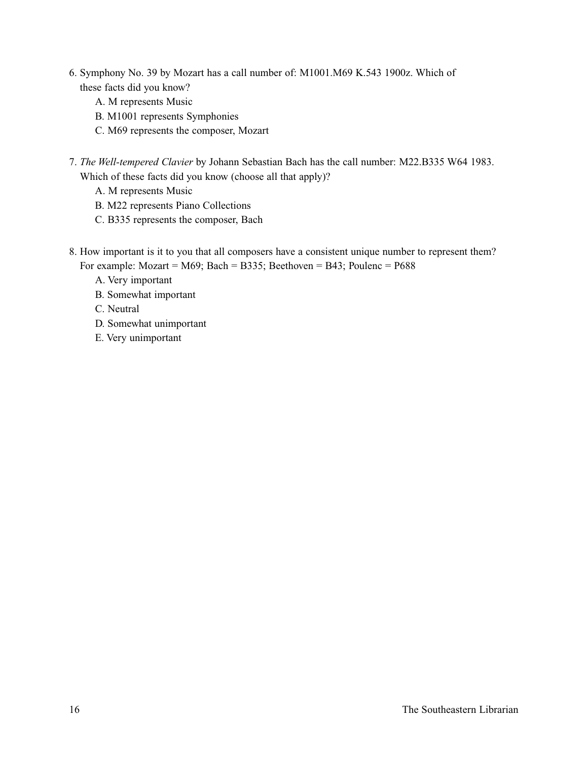6. Symphony No. 39 by Mozart has a call number of: M1001.M69 K.543 1900z. Which of these facts did you know?
   - A. M represents Music
   - B. M1001 represents Symphonies
   - C. M69 represents the composer, Mozart

7. *The Well-tempered Clavier* by Johann Sebastian Bach has the call number: M22.B335 W64 1983. Which of these facts did you know (choose all that apply)?
   - A. M represents Music
   - B. M22 represents Piano Collections
   - C. B335 represents the composer, Bach

8. How important is it to you that all composers have a consistent unique number to represent them? For example: Mozart = M69; Bach = B335; Beethoven = B43; Poulenc = P688
   - A. Very important
   - B. Somewhat important
   - C. Neutral
   - D. Somewhat unimportant
   - E. Very unimportant